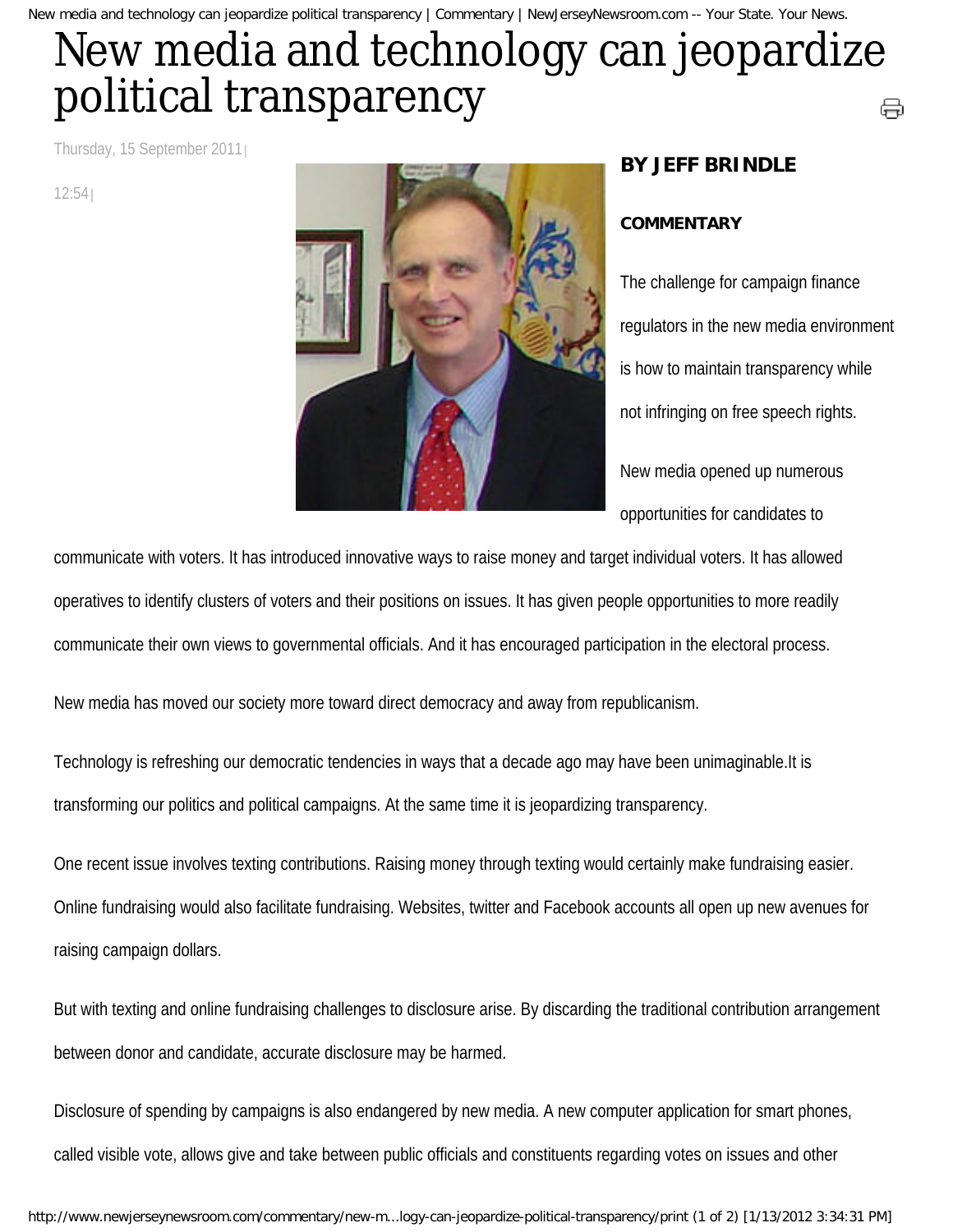# New media and technology can jeopardize political transparency

Thursday, 15 September 2011 | 12:54 |

**BY JEFF BRINDLE**

**COMMENTARY**

The challenge for campaign finance regulators in the new media environment is how to maintain transparency while not infringing on free speech rights.

New media opened up numerous opportunities for candidates to communicate with voters. It has introduced innovative ways to raise money and target individual voters. It has allowed operatives to identify clusters of voters and their positions on issues. It has given people opportunities to more readily communicate their own views to governmental officials. And it has encouraged participation in the electoral process.

New media has moved our society more toward direct democracy and away from republicanism.

Technology is refreshing our democratic tendencies in ways that a decade ago may have been unimaginable.It is transforming our politics and political campaigns. At the same time it is jeopardizing transparency.

One recent issue involves texting contributions. Raising money through texting would certainly make fundraising easier. Online fundraising would also facilitate fundraising. Websites, twitter and Facebook accounts all open up new avenues for raising campaign dollars.

But with texting and online fundraising challenges to disclosure arise. By discarding the traditional contribution arrangement between donor and candidate, accurate disclosure may be harmed.

Disclosure of spending by campaigns is also endangered by new media. A new computer application for smart phones, called visible vote, allows give and take between public officials and constituents regarding votes on issues and other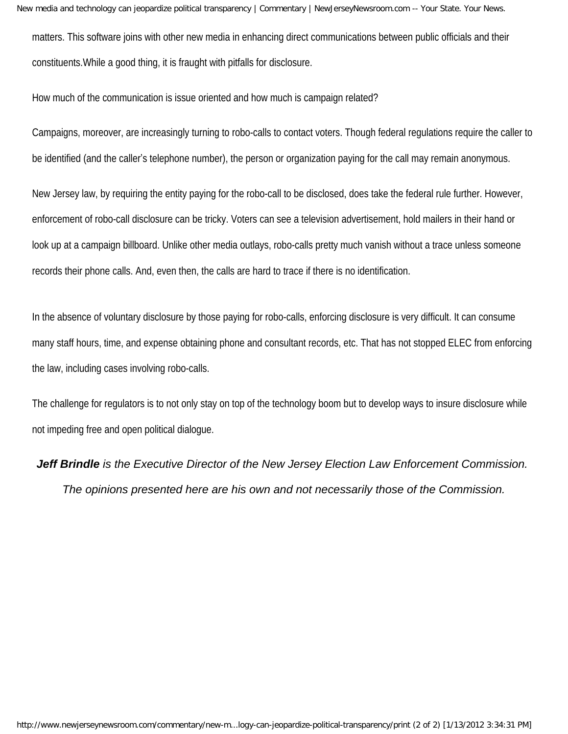matters. This software joins with other new media in enhancing direct communications between public officials and their constituents.While a good thing, it is fraught with pitfalls for disclosure.

How much of the communication is issue oriented and how much is campaign related?

Campaigns, moreover, are increasingly turning to robo-calls to contact voters. Though federal regulations require the caller to be identified (and the caller's telephone number), the person or organization paying for the call may remain anonymous.

New Jersey law, by requiring the entity paying for the robo-call to be disclosed, does take the federal rule further. However, enforcement of robo-call disclosure can be tricky. Voters can see a television advertisement, hold mailers in their hand or look up at a campaign billboard. Unlike other media outlays, robo-calls pretty much vanish without a trace unless someone records their phone calls. And, even then, the calls are hard to trace if there is no identification.

In the absence of voluntary disclosure by those paying for robo-calls, enforcing disclosure is very difficult. It can consume many staff hours, time, and expense obtaining phone and consultant records, etc. That has not stopped ELEC from enforcing the law, including cases involving robo-calls.

The challenge for regulators is to not only stay on top of the technology boom but to develop ways to insure disclosure while not impeding free and open political dialogue.

***Jeff Brindle*** *is the Executive Director of the New Jersey Election Law Enforcement Commission. The opinions presented here are his own and not necessarily those of the Commission.*